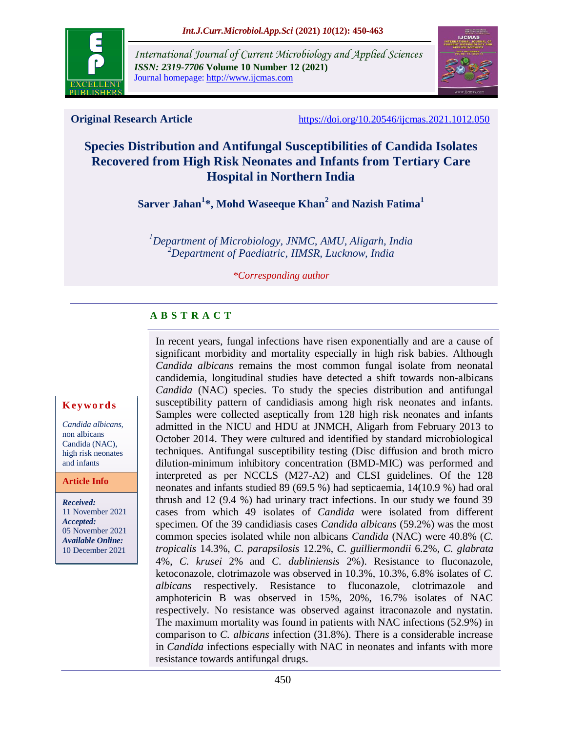International Journal of Current Microbiology and Applied Sciences
*ISSN: 2319-7706* **Volume 10 Number 12 (2021)**
Journal homepage: http://www.ijcmas.com

**Original Research Article** https://doi.org/10.20546/ijcmas.2021.1012.050

# Species Distribution and Antifungal Susceptibilities of Candida Isolates Recovered from High Risk Neonates and Infants from Tertiary Care Hospital in Northern India

**Sarver Jahan[1]\*, Mohd Waseeque Khan[2] and Nazish Fatima[1]**

[1]*Department of Microbiology, JNMC, AMU, Aligarh, India*
[2]*Department of Paediatric, IIMSR, Lucknow, India*

*\*Corresponding author*

## ABSTRACT

In recent years, fungal infections have risen exponentially and are a cause of significant morbidity and mortality especially in high risk babies. Although *Candida albicans* remains the most common fungal isolate from neonatal candidemia, longitudinal studies have detected a shift towards non-albicans *Candida* (NAC) species. To study the species distribution and antifungal susceptibility pattern of candidiasis among high risk neonates and infants. Samples were collected aseptically from 128 high risk neonates and infants admitted in the NICU and HDU at JNMCH, Aligarh from February 2013 to October 2014. They were cultured and identified by standard microbiological techniques. Antifungal susceptibility testing (Disc diffusion and broth micro dilution-minimum inhibitory concentration (BMD-MIC) was performed and interpreted as per NCCLS (M27-A2) and CLSI guidelines. Of the 128 neonates and infants studied 89 (69.5 %) had septicaemia, 14(10.9 %) had oral thrush and 12 (9.4 %) had urinary tract infections. In our study we found 39 cases from which 49 isolates of *Candida* were isolated from different specimen. Of the 39 candidiasis cases *Candida albicans* (59.2%) was the most common species isolated while non albicans *Candida* (NAC) were 40.8% (*C. tropicalis* 14.3%, *C. parapsilosis* 12.2%, *C. guilliermondii* 6.2%, *C. glabrata* 4%, *C. krusei* 2% and *C. dubliniensis* 2%). Resistance to fluconazole, ketoconazole, clotrimazole was observed in 10.3%, 10.3%, 6.8% isolates of *C. albicans* respectively. Resistance to fluconazole, clotrimazole and amphotericin B was observed in 15%, 20%, 16.7% isolates of NAC respectively. No resistance was observed against itraconazole and nystatin. The maximum mortality was found in patients with NAC infections (52.9%) in comparison to *C. albicans* infection (31.8%). There is a considerable increase in *Candida* infections especially with NAC in neonates and infants with more resistance towards antifungal drugs.

**Keywords**

*Candida albicans*, non albicans Candida (NAC), high risk neonates and infants

**Article Info**

***Received:***
11 November 2021
***Accepted:***
05 November 2021
***Available Online:***
10 December 2021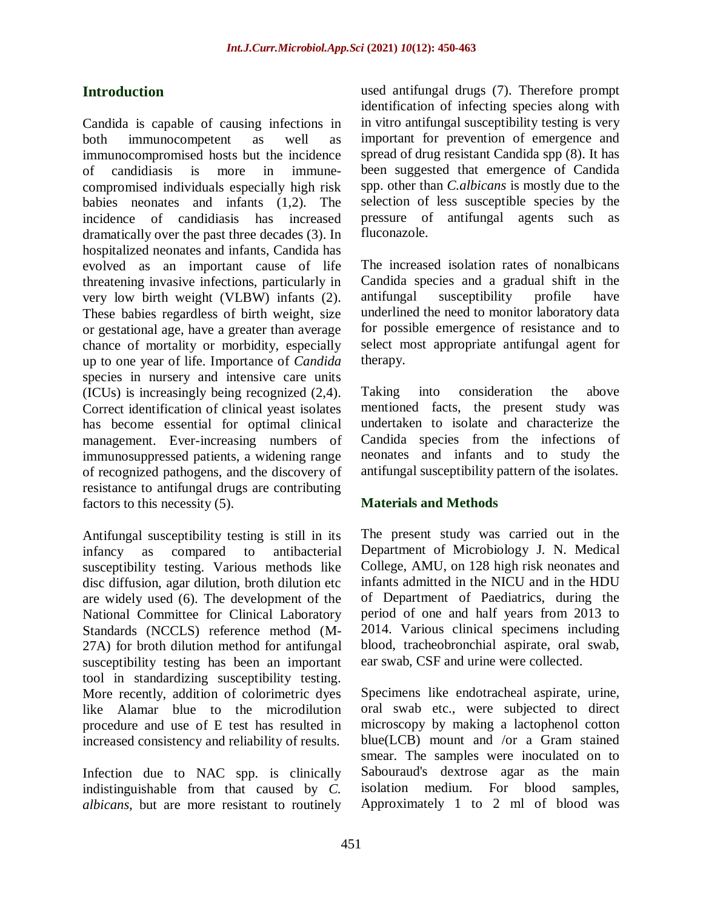## Introduction

Candida is capable of causing infections in both immunocompetent as well as immunocompromised hosts but the incidence of candidiasis is more in immune-compromised individuals especially high risk babies neonates and infants (1,2). The incidence of candidiasis has increased dramatically over the past three decades (3). In hospitalized neonates and infants, Candida has evolved as an important cause of life threatening invasive infections, particularly in very low birth weight (VLBW) infants (2). These babies regardless of birth weight, size or gestational age, have a greater than average chance of mortality or morbidity, especially up to one year of life. Importance of *Candida* species in nursery and intensive care units (ICUs) is increasingly being recognized (2,4). Correct identification of clinical yeast isolates has become essential for optimal clinical management. Ever-increasing numbers of immunosuppressed patients, a widening range of recognized pathogens, and the discovery of resistance to antifungal drugs are contributing factors to this necessity (5).

Antifungal susceptibility testing is still in its infancy as compared to antibacterial susceptibility testing. Various methods like disc diffusion, agar dilution, broth dilution etc are widely used (6). The development of the National Committee for Clinical Laboratory Standards (NCCLS) reference method (M-27A) for broth dilution method for antifungal susceptibility testing has been an important tool in standardizing susceptibility testing. More recently, addition of colorimetric dyes like Alamar blue to the microdilution procedure and use of E test has resulted in increased consistency and reliability of results.

Infection due to NAC spp. is clinically indistinguishable from that caused by *C. albicans*, but are more resistant to routinely used antifungal drugs (7). Therefore prompt identification of infecting species along with in vitro antifungal susceptibility testing is very important for prevention of emergence and spread of drug resistant Candida spp (8). It has been suggested that emergence of Candida spp. other than *C.albicans* is mostly due to the selection of less susceptible species by the pressure of antifungal agents such as fluconazole.

The increased isolation rates of nonalbicans Candida species and a gradual shift in the antifungal susceptibility profile have underlined the need to monitor laboratory data for possible emergence of resistance and to select most appropriate antifungal agent for therapy.

Taking into consideration the above mentioned facts, the present study was undertaken to isolate and characterize the Candida species from the infections of neonates and infants and to study the antifungal susceptibility pattern of the isolates.

## Materials and Methods

The present study was carried out in the Department of Microbiology J. N. Medical College, AMU, on 128 high risk neonates and infants admitted in the NICU and in the HDU of Department of Paediatrics, during the period of one and half years from 2013 to 2014. Various clinical specimens including blood, tracheobronchial aspirate, oral swab, ear swab, CSF and urine were collected.

Specimens like endotracheal aspirate, urine, oral swab etc., were subjected to direct microscopy by making a lactophenol cotton blue(LCB) mount and /or a Gram stained smear. The samples were inoculated on to Sabouraud's dextrose agar as the main isolation medium. For blood samples, Approximately 1 to 2 ml of blood was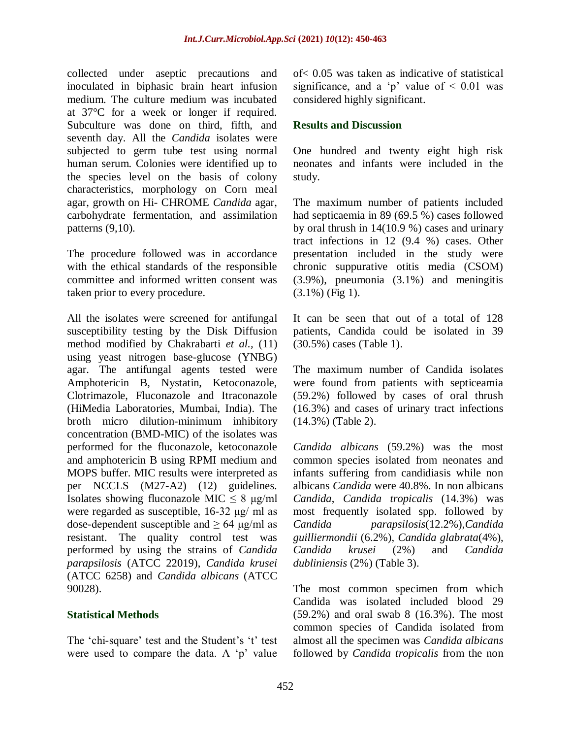collected under aseptic precautions and inoculated in biphasic brain heart infusion medium. The culture medium was incubated at 37°C for a week or longer if required. Subculture was done on third, fifth, and seventh day. All the *Candida* isolates were subjected to germ tube test using normal human serum. Colonies were identified up to the species level on the basis of colony characteristics, morphology on Corn meal agar, growth on Hi- CHROME *Candida* agar, carbohydrate fermentation, and assimilation patterns (9,10).

The procedure followed was in accordance with the ethical standards of the responsible committee and informed written consent was taken prior to every procedure.

All the isolates were screened for antifungal susceptibility testing by the Disk Diffusion method modified by Chakrabarti *et al.,* (11) using yeast nitrogen base-glucose (YNBG) agar. The antifungal agents tested were Amphotericin B, Nystatin, Ketoconazole, Clotrimazole, Fluconazole and Itraconazole (HiMedia Laboratories, Mumbai, India). The broth micro dilution-minimum inhibitory concentration (BMD-MIC) of the isolates was performed for the fluconazole, ketoconazole and amphotericin B using RPMI medium and MOPS buffer. MIC results were interpreted as per NCCLS (M27-A2) (12) guidelines. Isolates showing fluconazole MIC $\leq 8$ μg/ml were regarded as susceptible, 16-32 μg/ ml as dose-dependent susceptible and $\geq 64$ μg/ml as resistant. The quality control test was performed by using the strains of *Candida parapsilosis* (ATCC 22019), *Candida krusei* (ATCC 6258) and *Candida albicans* (ATCC 90028).

## Statistical Methods

The 'chi-square' test and the Student's 't' test were used to compare the data. A 'p' value of $< 0.05$ was taken as indicative of statistical significance, and a 'p' value of $< 0.01$ was considered highly significant.

## Results and Discussion

One hundred and twenty eight high risk neonates and infants were included in the study.

The maximum number of patients included had septicaemia in 89 (69.5 %) cases followed by oral thrush in 14(10.9 %) cases and urinary tract infections in 12 (9.4 %) cases. Other presentation included in the study were chronic suppurative otitis media (CSOM) (3.9%), pneumonia (3.1%) and meningitis (3.1%) (Fig 1).

It can be seen that out of a total of 128 patients, Candida could be isolated in 39 (30.5%) cases (Table 1).

The maximum number of Candida isolates were found from patients with septiceamia (59.2%) followed by cases of oral thrush (16.3%) and cases of urinary tract infections (14.3%) (Table 2).

*Candida albicans* (59.2%) was the most common species isolated from neonates and infants suffering from candidiasis while non albicans *Candida* were 40.8%. In non albicans *Candida*, *Candida tropicalis* (14.3%) was most frequently isolated spp. followed by *Candida parapsilosis*(12.2%),*Candida guilliermondii* (6.2%), *Candida glabrata*(4%), *Candida krusei* (2%) and *Candida dubliniensis* (2%) (Table 3).

The most common specimen from which Candida was isolated included blood 29 (59.2%) and oral swab 8 (16.3%). The most common species of Candida isolated from almost all the specimen was *Candida albicans* followed by *Candida tropicalis* from the non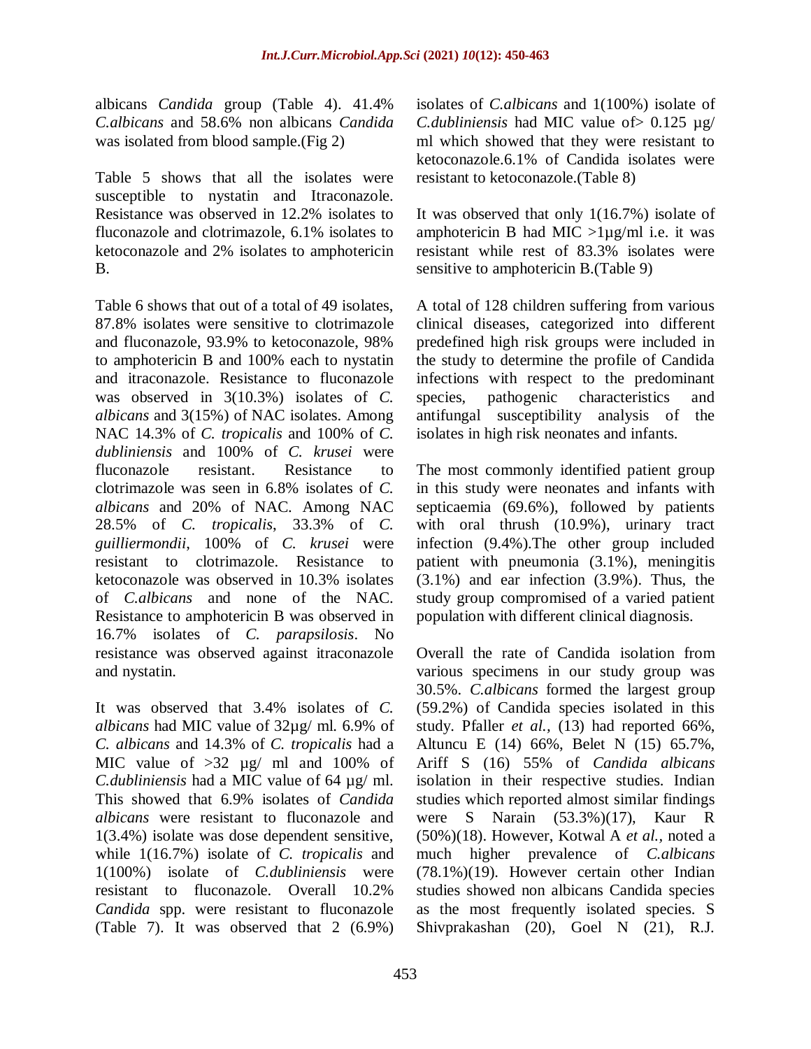albicans *Candida* group (Table 4). 41.4% *C.albicans* and 58.6% non albicans *Candida* was isolated from blood sample.(Fig 2)

Table 5 shows that all the isolates were susceptible to nystatin and Itraconazole. Resistance was observed in 12.2% isolates to fluconazole and clotrimazole, 6.1% isolates to ketoconazole and 2% isolates to amphotericin B.

Table 6 shows that out of a total of 49 isolates, 87.8% isolates were sensitive to clotrimazole and fluconazole, 93.9% to ketoconazole, 98% to amphotericin B and 100% each to nystatin and itraconazole. Resistance to fluconazole was observed in 3(10.3%) isolates of *C. albicans* and 3(15%) of NAC isolates. Among NAC 14.3% of *C. tropicalis* and 100% of *C. dubliniensis* and 100% of *C. krusei* were fluconazole resistant. Resistance to clotrimazole was seen in 6.8% isolates of *C. albicans* and 20% of NAC. Among NAC 28.5% of *C. tropicalis*, 33.3% of *C. guilliermondii*, 100% of *C. krusei* were resistant to clotrimazole. Resistance to ketoconazole was observed in 10.3% isolates of *C.albicans* and none of the NAC. Resistance to amphotericin B was observed in 16.7% isolates of *C. parapsilosis*. No resistance was observed against itraconazole and nystatin.

It was observed that 3.4% isolates of *C. albicans* had MIC value of 32µg/ ml. 6.9% of *C. albicans* and 14.3% of *C. tropicalis* had a MIC value of >32 µg/ ml and 100% of *C.dubliniensis* had a MIC value of 64 µg/ ml. This showed that 6.9% isolates of *Candida albicans* were resistant to fluconazole and 1(3.4%) isolate was dose dependent sensitive, while 1(16.7%) isolate of *C. tropicalis* and 1(100%) isolate of *C.dubliniensis* were resistant to fluconazole. Overall 10.2% *Candida* spp. were resistant to fluconazole (Table 7). It was observed that 2 (6.9%) isolates of *C.albicans* and 1(100%) isolate of *C.dubliniensis* had MIC value of> 0.125 µg/ ml which showed that they were resistant to ketoconazole.6.1% of Candida isolates were resistant to ketoconazole.(Table 8)

It was observed that only 1(16.7%) isolate of amphotericin B had MIC >1µg/ml i.e. it was resistant while rest of 83.3% isolates were sensitive to amphotericin B.(Table 9)

A total of 128 children suffering from various clinical diseases, categorized into different predefined high risk groups were included in the study to determine the profile of Candida infections with respect to the predominant species, pathogenic characteristics and antifungal susceptibility analysis of the isolates in high risk neonates and infants.

The most commonly identified patient group in this study were neonates and infants with septicaemia (69.6%), followed by patients with oral thrush (10.9%), urinary tract infection (9.4%).The other group included patient with pneumonia (3.1%), meningitis (3.1%) and ear infection (3.9%). Thus, the study group compromised of a varied patient population with different clinical diagnosis.

Overall the rate of Candida isolation from various specimens in our study group was 30.5%. *C.albicans* formed the largest group (59.2%) of Candida species isolated in this study. Pfaller *et al.,* (13) had reported 66%, Altuncu E (14) 66%, Belet N (15) 65.7%, Ariff S (16) 55% of *Candida albicans* isolation in their respective studies. Indian studies which reported almost similar findings were S Narain (53.3%)(17), Kaur R (50%)(18). However, Kotwal A *et al.*, noted a much higher prevalence of *C.albicans* (78.1%)(19). However certain other Indian studies showed non albicans Candida species as the most frequently isolated species. S Shivprakashan (20), Goel N (21), R.J.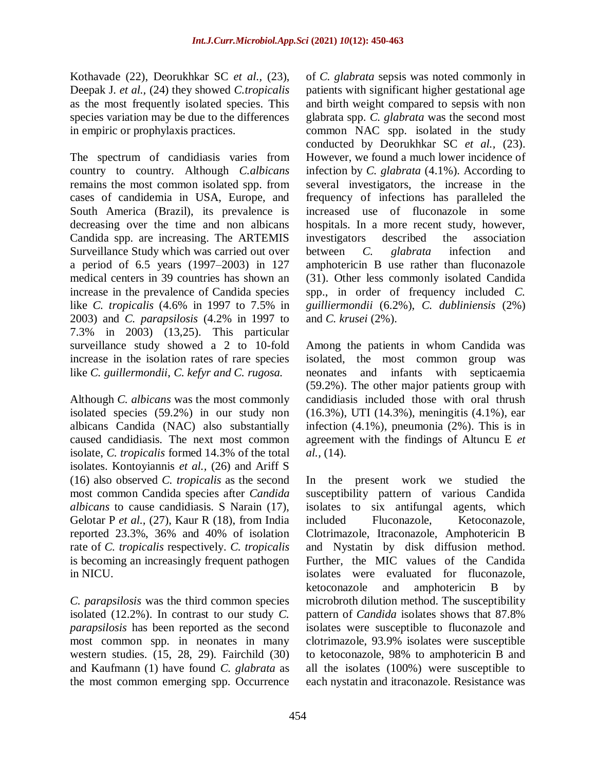Kothavade (22), Deorukhkar SC *et al.,* (23), Deepak J. *et al.,* (24) they showed *C.tropicalis* as the most frequently isolated species. This species variation may be due to the differences in empiric or prophylaxis practices.

The spectrum of candidiasis varies from country to country. Although *C.albicans* remains the most common isolated spp. from cases of candidemia in USA, Europe, and South America (Brazil), its prevalence is decreasing over the time and non albicans Candida spp. are increasing. The ARTEMIS Surveillance Study which was carried out over a period of 6.5 years (1997–2003) in 127 medical centers in 39 countries has shown an increase in the prevalence of Candida species like *C. tropicalis* (4.6% in 1997 to 7.5% in 2003) and *C. parapsilosis* (4.2% in 1997 to 7.3% in 2003) (13,25). This particular surveillance study showed a 2 to 10-fold increase in the isolation rates of rare species like *C. guillermondii*, *C. kefyr and C. rugosa.*

Although *C. albicans* was the most commonly isolated species (59.2%) in our study non albicans Candida (NAC) also substantially caused candidiasis. The next most common isolate, *C. tropicalis* formed 14.3% of the total isolates. Kontoyiannis *et al.,* (26) and Ariff S (16) also observed *C. tropicalis* as the second most common Candida species after *Candida albicans* to cause candidiasis. S Narain (17), Gelotar P *et al.,* (27), Kaur R (18), from India reported 23.3%, 36% and 40% of isolation rate of *C. tropicalis* respectively. *C. tropicalis* is becoming an increasingly frequent pathogen in NICU.

*C. parapsilosis* was the third common species isolated (12.2%). In contrast to our study *C. parapsilosis* has been reported as the second most common spp. in neonates in many western studies. (15, 28, 29). Fairchild (30) and Kaufmann (1) have found *C. glabrata* as the most common emerging spp. Occurrence of *C. glabrata* sepsis was noted commonly in patients with significant higher gestational age and birth weight compared to sepsis with non glabrata spp. *C. glabrata* was the second most common NAC spp. isolated in the study conducted by Deorukhkar SC *et al.,* (23). However, we found a much lower incidence of infection by *C. glabrata* (4.1%). According to several investigators, the increase in the frequency of infections has paralleled the increased use of fluconazole in some hospitals. In a more recent study, however, investigators described the association between *C. glabrata* infection and amphotericin B use rather than fluconazole (31). Other less commonly isolated Candida spp., in order of frequency included *C. guilliermondii* (6.2%), *C. dubliniensis* (2%) and *C. krusei* (2%).

Among the patients in whom Candida was isolated, the most common group was neonates and infants with septicaemia (59.2%). The other major patients group with candidiasis included those with oral thrush (16.3%), UTI (14.3%), meningitis (4.1%), ear infection (4.1%), pneumonia (2%). This is in agreement with the findings of Altuncu E *et al.,* (14).

In the present work we studied the susceptibility pattern of various Candida isolates to six antifungal agents, which included Fluconazole, Ketoconazole, Clotrimazole, Itraconazole, Amphotericin B and Nystatin by disk diffusion method. Further, the MIC values of the Candida isolates were evaluated for fluconazole, ketoconazole and amphotericin B by microbroth dilution method. The susceptibility pattern of *Candida* isolates shows that 87.8% isolates were susceptible to fluconazole and clotrimazole, 93.9% isolates were susceptible to ketoconazole, 98% to amphotericin B and all the isolates (100%) were susceptible to each nystatin and itraconazole. Resistance was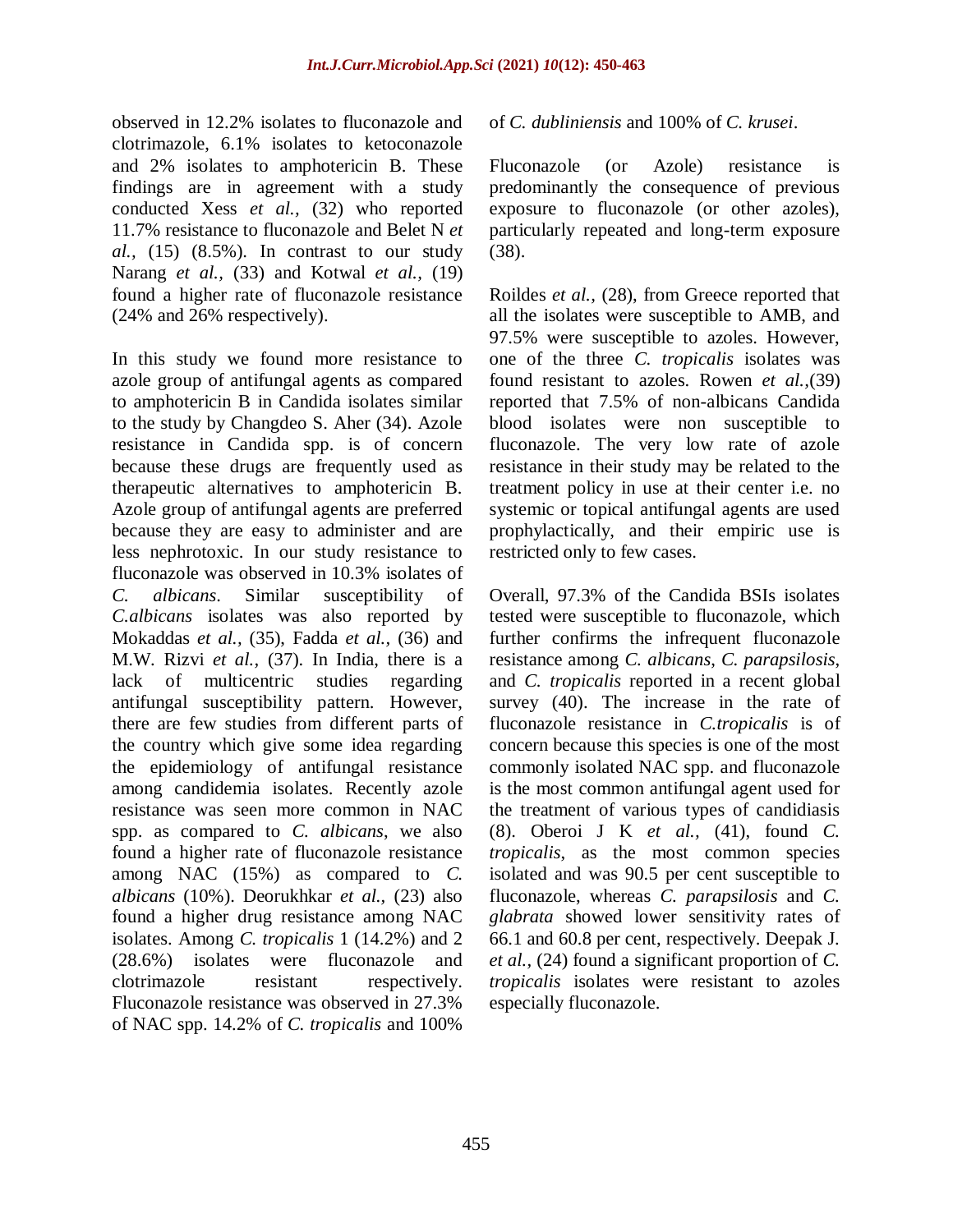observed in 12.2% isolates to fluconazole and clotrimazole, 6.1% isolates to ketoconazole and 2% isolates to amphotericin B. These findings are in agreement with a study conducted Xess *et al.,* (32) who reported 11.7% resistance to fluconazole and Belet N *et al.,* (15) (8.5%). In contrast to our study Narang *et al.,* (33) and Kotwal *et al.,* (19) found a higher rate of fluconazole resistance (24% and 26% respectively).

In this study we found more resistance to azole group of antifungal agents as compared to amphotericin B in Candida isolates similar to the study by Changdeo S. Aher (34). Azole resistance in Candida spp. is of concern because these drugs are frequently used as therapeutic alternatives to amphotericin B. Azole group of antifungal agents are preferred because they are easy to administer and are less nephrotoxic. In our study resistance to fluconazole was observed in 10.3% isolates of *C. albicans*. Similar susceptibility of *C.albicans* isolates was also reported by Mokaddas *et al.,* (35), Fadda *et al.,* (36) and M.W. Rizvi *et al.,* (37). In India, there is a lack of multicentric studies regarding antifungal susceptibility pattern. However, there are few studies from different parts of the country which give some idea regarding the epidemiology of antifungal resistance among candidemia isolates. Recently azole resistance was seen more common in NAC spp. as compared to *C. albicans*, we also found a higher rate of fluconazole resistance among NAC (15%) as compared to *C. albicans* (10%). Deorukhkar *et al.,* (23) also found a higher drug resistance among NAC isolates. Among *C. tropicalis* 1 (14.2%) and 2 (28.6%) isolates were fluconazole and clotrimazole resistant respectively. Fluconazole resistance was observed in 27.3% of NAC spp. 14.2% of *C. tropicalis* and 100% of *C. dubliniensis* and 100% of *C. krusei*.

Fluconazole (or Azole) resistance is predominantly the consequence of previous exposure to fluconazole (or other azoles), particularly repeated and long-term exposure (38).

Roildes *et al.,* (28), from Greece reported that all the isolates were susceptible to AMB, and 97.5% were susceptible to azoles. However, one of the three *C. tropicalis* isolates was found resistant to azoles. Rowen *et al.,*(39) reported that 7.5% of non-albicans Candida blood isolates were non susceptible to fluconazole. The very low rate of azole resistance in their study may be related to the treatment policy in use at their center i.e. no systemic or topical antifungal agents are used prophylactically, and their empiric use is restricted only to few cases.

Overall, 97.3% of the Candida BSIs isolates tested were susceptible to fluconazole, which further confirms the infrequent fluconazole resistance among *C. albicans*, *C. parapsilosis*, and *C. tropicalis* reported in a recent global survey (40). The increase in the rate of fluconazole resistance in *C.tropicalis* is of concern because this species is one of the most commonly isolated NAC spp. and fluconazole is the most common antifungal agent used for the treatment of various types of candidiasis (8). Oberoi J K *et al.,* (41), found *C. tropicalis*, as the most common species isolated and was 90.5 per cent susceptible to fluconazole, whereas *C. parapsilosis* and *C. glabrata* showed lower sensitivity rates of 66.1 and 60.8 per cent, respectively. Deepak J. *et al.,* (24) found a significant proportion of *C. tropicalis* isolates were resistant to azoles especially fluconazole.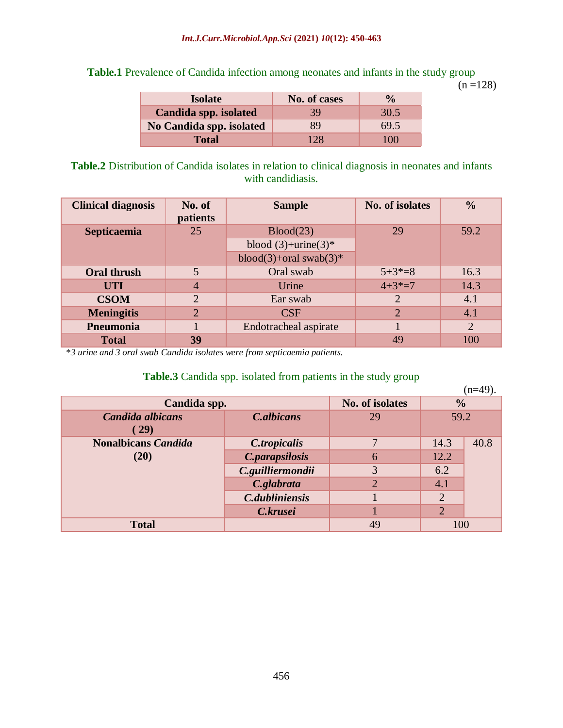**Table.1** Prevalence of Candida infection among neonates and infants in the study group

(n =128)

| Isolate | No. of cases | % |
|---|---|---|
| **Candida spp. isolated** | 39 | 30.5 |
| **No Candida spp. isolated** | 89 | 69.5 |
| **Total** | 128 | 100 |

**Table.2** Distribution of Candida isolates in relation to clinical diagnosis in neonates and infants with candidiasis.

| Clinical diagnosis | No. of patients | Sample | No. of isolates | % |
|---|---|---|---|---|
| **Septicaemia** | 25 | Blood(23) | 29 | 59.2 |
| | | blood (3)+urine(3)* | | |
| | | blood(3)+oral swab(3)* | | |
| **Oral thrush** | 5 | Oral swab | 5+3*=8 | 16.3 |
| **UTI** | 4 | Urine | 4+3*=7 | 14.3 |
| **CSOM** | 2 | Ear swab | 2 | 4.1 |
| **Meningitis** | 2 | CSF | 2 | 4.1 |
| **Pneumonia** | 1 | Endotracheal aspirate | 1 | 2 |
| **Total** | **39** | | 49 | 100 |

*\*3 urine and 3 oral swab Candida isolates were from septicaemia patients.*

**Table.3** Candida spp. isolated from patients in the study group

(n=49).

| Candida spp. | | No. of isolates | % | |
|---|---|---|---|---|
| ***Candida albicans* (29)** | ***C.albicans*** | 29 | 59.2 | |
| **Nonalbicans *Candida* (20)** | ***C.tropicalis*** | 7 | 14.3 | 40.8 |
| | ***C.parapsilosis*** | 6 | 12.2 | |
| | ***C.guilliermondii*** | 3 | 6.2 | |
| | ***C.glabrata*** | 2 | 4.1 | |
| | ***C.dubliniensis*** | 1 | 2 | |
| | ***C.krusei*** | 1 | 2 | |
| **Total** | | 49 | 100 | |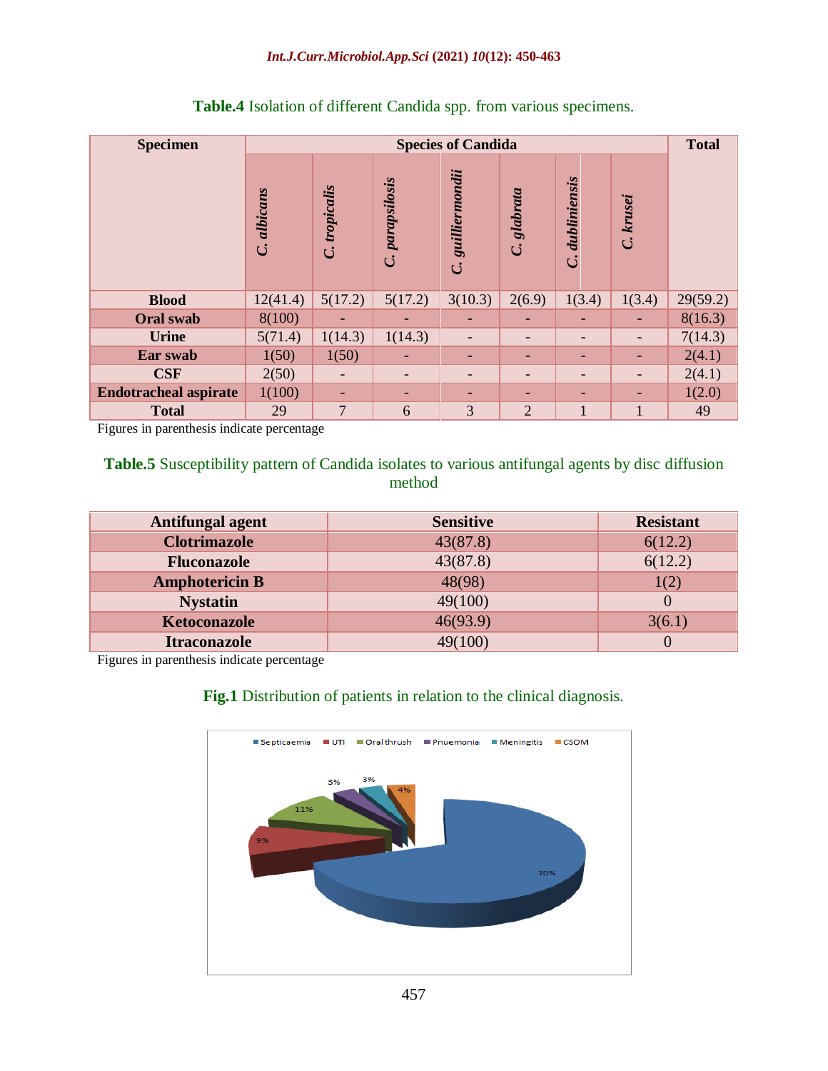**Table.4** Isolation of different Candida spp. from various specimens.

| Specimen | Species of Candida | | | | | | | Total |
|---|---|---|---|---|---|---|---|---|
| | *C. albicans* | *C. tropicalis* | *C. parapsilosis* | *C. guilliermondii* | *C. glabrata* | *C. dubliniensis* | *C. krusei* | |
| **Blood** | 12(41.4) | 5(17.2) | 5(17.2) | 3(10.3) | 2(6.9) | 1(3.4) | 1(3.4) | 29(59.2) |
| **Oral swab** | 8(100) | - | - | - | - | - | - | 8(16.3) |
| **Urine** | 5(71.4) | 1(14.3) | 1(14.3) | - | - | - | - | 7(14.3) |
| **Ear swab** | 1(50) | 1(50) | - | - | - | - | - | 2(4.1) |
| **CSF** | 2(50) | - | - | - | - | - | - | 2(4.1) |
| **Endotracheal aspirate** | 1(100) | - | - | - | - | - | - | 1(2.0) |
| **Total** | 29 | 7 | 6 | 3 | 2 | 1 | 1 | 49 |

Figures in parenthesis indicate percentage

**Table.5** Susceptibility pattern of Candida isolates to various antifungal agents by disc diffusion method

| Antifungal agent | Sensitive | Resistant |
|---|---|---|
| **Clotrimazole** | 43(87.8) | 6(12.2) |
| **Fluconazole** | 43(87.8) | 6(12.2) |
| **Amphotericin B** | 48(98) | 1(2) |
| **Nystatin** | 49(100) | 0 |
| **Ketoconazole** | 46(93.9) | 3(6.1) |
| **Itraconazole** | 49(100) | 0 |

Figures in parenthesis indicate percentage

**Fig.1** Distribution of patients in relation to the clinical diagnosis.

Septicaemia 70%, UTI 9%, Oral thrush 11%, Pnuemonia 3%, Meningitis 3%, CSOM 4%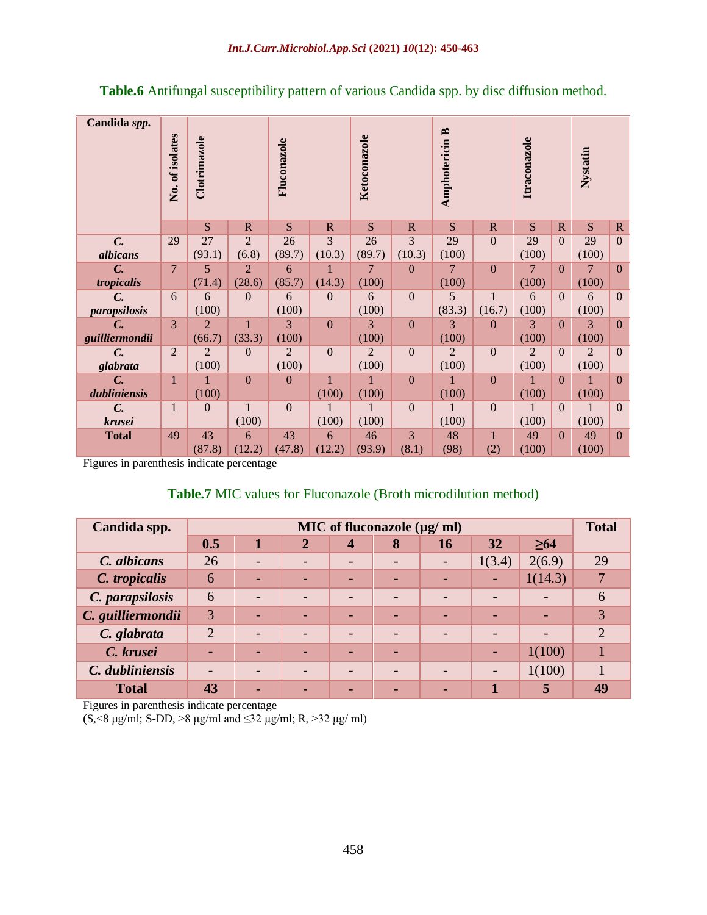**Table.6** Antifungal susceptibility pattern of various Candida spp. by disc diffusion method.

| Candida *spp.* | No. of isolates | Clotrimazole | | Fluconazole | | Ketoconazole | | Amphotericin B | | Itraconazole | | Nystatin | |
|---|---|---|---|---|---|---|---|---|---|---|---|---|---|
| | | S | R | S | R | S | R | S | R | S | R | S | R |
| *C. albicans* | 29 | 27 (93.1) | 2 (6.8) | 26 (89.7) | 3 (10.3) | 26 (89.7) | 3 (10.3) | 29 (100) | 0 | 29 (100) | 0 | 29 (100) | 0 |
| *C. tropicalis* | 7 | 5 (71.4) | 2 (28.6) | 6 (85.7) | 1 (14.3) | 7 (100) | 0 | 7 (100) | 0 | 7 (100) | 0 | 7 (100) | 0 |
| *C. parapsilosis* | 6 | 6 (100) | 0 | 6 (100) | 0 | 6 (100) | 0 | 5 (83.3) | 1 (16.7) | 6 (100) | 0 | 6 (100) | 0 |
| *C. guilliermondii* | 3 | 2 (66.7) | 1 (33.3) | 3 (100) | 0 | 3 (100) | 0 | 3 (100) | 0 | 3 (100) | 0 | 3 (100) | 0 |
| *C. glabrata* | 2 | 2 (100) | 0 | 2 (100) | 0 | 2 (100) | 0 | 2 (100) | 0 | 2 (100) | 0 | 2 (100) | 0 |
| *C. dubliniensis* | 1 | 1 (100) | 0 | 0 | 1 (100) | 1 (100) | 0 | 1 (100) | 0 | 1 (100) | 0 | 1 (100) | 0 |
| *C. krusei* | 1 | 0 | 1 (100) | 0 | 1 (100) | 1 (100) | 0 | 1 (100) | 0 | 1 (100) | 0 | 1 (100) | 0 |
| **Total** | 49 | 43 (87.8) | 6 (12.2) | 43 (47.8) | 6 (12.2) | 46 (93.9) | 3 (8.1) | 48 (98) | 1 (2) | 49 (100) | 0 | 49 (100) | 0 |

Figures in parenthesis indicate percentage

**Table.7** MIC values for Fluconazole (Broth microdilution method)

| Candida spp. | MIC of fluconazole (µg/ ml) | | | | | | | | Total |
|---|---|---|---|---|---|---|---|---|---|
| | 0.5 | 1 | 2 | 4 | 8 | 16 | 32 | ≥64 | |
| *C. albicans* | 26 | - | - | - | - | - | 1(3.4) | 2(6.9) | 29 |
| *C. tropicalis* | 6 | - | - | - | - | - | - | 1(14.3) | 7 |
| *C. parapsilosis* | 6 | - | - | - | - | - | - | - | 6 |
| *C. guilliermondii* | 3 | - | - | - | - | - | - | - | 3 |
| *C. glabrata* | 2 | - | - | - | - | - | - | - | 2 |
| *C. krusei* | - | - | - | - | - | | - | 1(100) | 1 |
| *C. dubliniensis* | - | - | - | - | - | - | - | 1(100) | 1 |
| **Total** | **43** | **-** | **-** | **-** | **-** | **-** | **1** | **5** | **49** |

Figures in parenthesis indicate percentage

(S,<8 µg/ml; S-DD, >8 µg/ml and ≤32 µg/ml; R, >32 µg/ ml)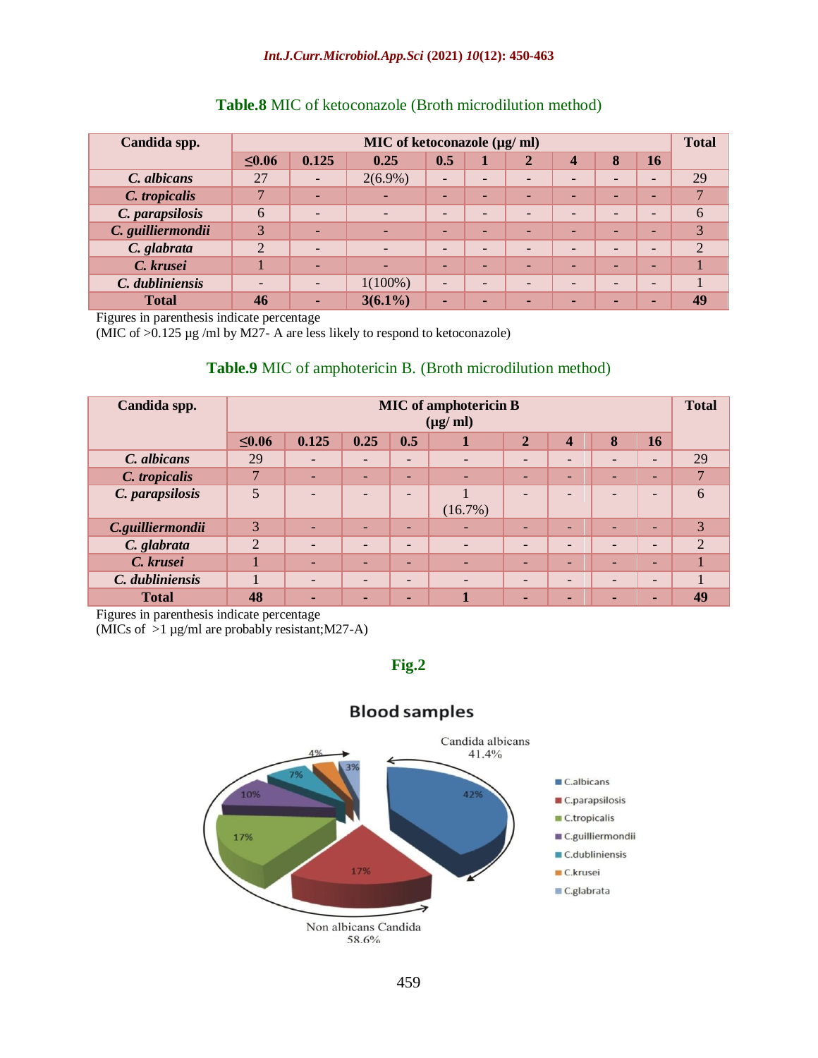**Table.8** MIC of ketoconazole (Broth microdilution method)

| Candida spp. | MIC of ketoconazole (µg/ ml) | | | | | | | | | Total |
|---|---|---|---|---|---|---|---|---|---|---|
| | ≤0.06 | 0.125 | 0.25 | 0.5 | 1 | 2 | 4 | 8 | 16 | |
| *C. albicans* | 27 | - | 2(6.9%) | - | - | - | - | - | - | 29 |
| *C. tropicalis* | 7 | - | - | - | - | - | - | - | - | 7 |
| *C. parapsilosis* | 6 | - | - | - | - | - | - | - | - | 6 |
| *C. guilliermondii* | 3 | - | - | - | - | - | - | - | - | 3 |
| *C. glabrata* | 2 | - | - | - | - | - | - | - | - | 2 |
| *C. krusei* | 1 | - | - | - | - | - | - | - | - | 1 |
| *C. dubliniensis* | - | - | 1(100%) | - | - | - | - | - | - | 1 |
| **Total** | **46** | **-** | **3(6.1%)** | **-** | **-** | **-** | **-** | **-** | **-** | **49** |

Figures in parenthesis indicate percentage
(MIC of >0.125 µg /ml by M27- A are less likely to respond to ketoconazole)

**Table.9** MIC of amphotericin B. (Broth microdilution method)

| Candida spp. | MIC of amphotericin B (µg/ ml) | | | | | | | | | Total |
|---|---|---|---|---|---|---|---|---|---|---|
| | ≤0.06 | 0.125 | 0.25 | 0.5 | 1 | 2 | 4 | 8 | 16 | |
| *C. albicans* | 29 | - | - | - | - | - | - | - | - | 29 |
| *C. tropicalis* | 7 | - | - | - | - | - | - | - | - | 7 |
| *C. parapsilosis* | 5 | - | - | - | 1 (16.7%) | - | - | - | - | 6 |
| *C.guilliermondii* | 3 | - | - | - | - | - | - | - | - | 3 |
| *C. glabrata* | 2 | - | - | - | - | - | - | - | - | 2 |
| *C. krusei* | 1 | - | - | - | - | - | - | - | - | 1 |
| *C. dubliniensis* | 1 | - | - | - | - | - | - | - | - | 1 |
| **Total** | **48** | **-** | **-** | **-** | **1** | **-** | **-** | **-** | **-** | **49** |

Figures in parenthesis indicate percentage
(MICs of >1 µg/ml are probably resistant;M27-A)

**Fig.2**

Blood samples

Candida albicans 41.4%

Non albicans Candida 58.6%

| Species | % |
|---|---|
| C.albicans | 42% |
| C.parapsilosis | 17% |
| C.tropicalis | 17% |
| C.guilliermondii | 10% |
| C.dubliniensis | 7% |
| C.krusei | 4% |
| C.glabrata | 3% |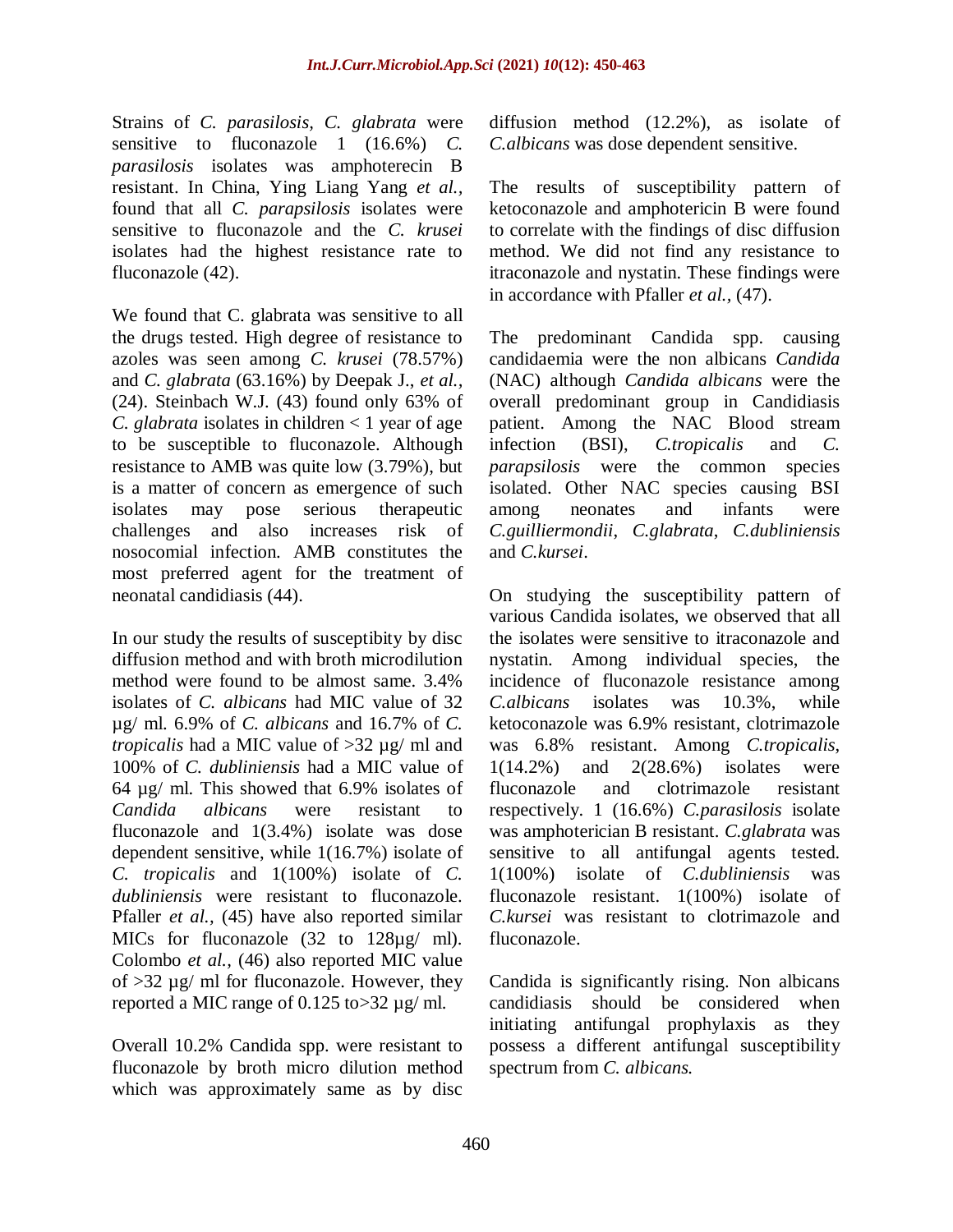Strains of *C. parasilosis*, *C. glabrata* were sensitive to fluconazole 1 (16.6%) *C. parasilosis* isolates was amphoterecin B resistant. In China, Ying Liang Yang *et al.,* found that all *C. parapsilosis* isolates were sensitive to fluconazole and the *C. krusei* isolates had the highest resistance rate to fluconazole (42).

We found that C. glabrata was sensitive to all the drugs tested. High degree of resistance to azoles was seen among *C. krusei* (78.57%) and *C. glabrata* (63.16%) by Deepak J., *et al.,* (24). Steinbach W.J. (43) found only 63% of *C. glabrata* isolates in children < 1 year of age to be susceptible to fluconazole. Although resistance to AMB was quite low (3.79%), but is a matter of concern as emergence of such isolates may pose serious therapeutic challenges and also increases risk of nosocomial infection. AMB constitutes the most preferred agent for the treatment of neonatal candidiasis (44).

In our study the results of susceptibity by disc diffusion method and with broth microdilution method were found to be almost same. 3.4% isolates of *C. albicans* had MIC value of 32 µg/ ml. 6.9% of *C. albicans* and 16.7% of *C. tropicalis* had a MIC value of >32 µg/ ml and 100% of *C. dubliniensis* had a MIC value of 64 µg/ ml. This showed that 6.9% isolates of *Candida albicans* were resistant to fluconazole and 1(3.4%) isolate was dose dependent sensitive, while 1(16.7%) isolate of *C. tropicalis* and 1(100%) isolate of *C. dubliniensis* were resistant to fluconazole. Pfaller *et al.,* (45) have also reported similar MICs for fluconazole (32 to 128µg/ ml). Colombo *et al.,* (46) also reported MIC value of >32 µg/ ml for fluconazole. However, they reported a MIC range of 0.125 to>32 µg/ ml.

Overall 10.2% Candida spp. were resistant to fluconazole by broth micro dilution method which was approximately same as by disc diffusion method (12.2%), as isolate of *C.albicans* was dose dependent sensitive.

The results of susceptibility pattern of ketoconazole and amphotericin B were found to correlate with the findings of disc diffusion method. We did not find any resistance to itraconazole and nystatin. These findings were in accordance with Pfaller *et al.,* (47).

The predominant Candida spp. causing candidaemia were the non albicans *Candida* (NAC) although *Candida albicans* were the overall predominant group in Candidiasis patient. Among the NAC Blood stream infection (BSI), *C.tropicalis* and *C. parapsilosis* were the common species isolated. Other NAC species causing BSI among neonates and infants were *C.guilliermondii*, *C.glabrata*, *C.dubliniensis* and *C.kursei*.

On studying the susceptibility pattern of various Candida isolates, we observed that all the isolates were sensitive to itraconazole and nystatin. Among individual species, the incidence of fluconazole resistance among *C.albicans* isolates was 10.3%, while ketoconazole was 6.9% resistant, clotrimazole was 6.8% resistant. Among *C.tropicalis*, 1(14.2%) and 2(28.6%) isolates were fluconazole and clotrimazole resistant respectively. 1 (16.6%) *C.parasilosis* isolate was amphoterician B resistant. *C.glabrata* was sensitive to all antifungal agents tested. 1(100%) isolate of *C.dubliniensis* was fluconazole resistant. 1(100%) isolate of *C.kursei* was resistant to clotrimazole and fluconazole.

Candida is significantly rising. Non albicans candidiasis should be considered when initiating antifungal prophylaxis as they possess a different antifungal susceptibility spectrum from *C. albicans.*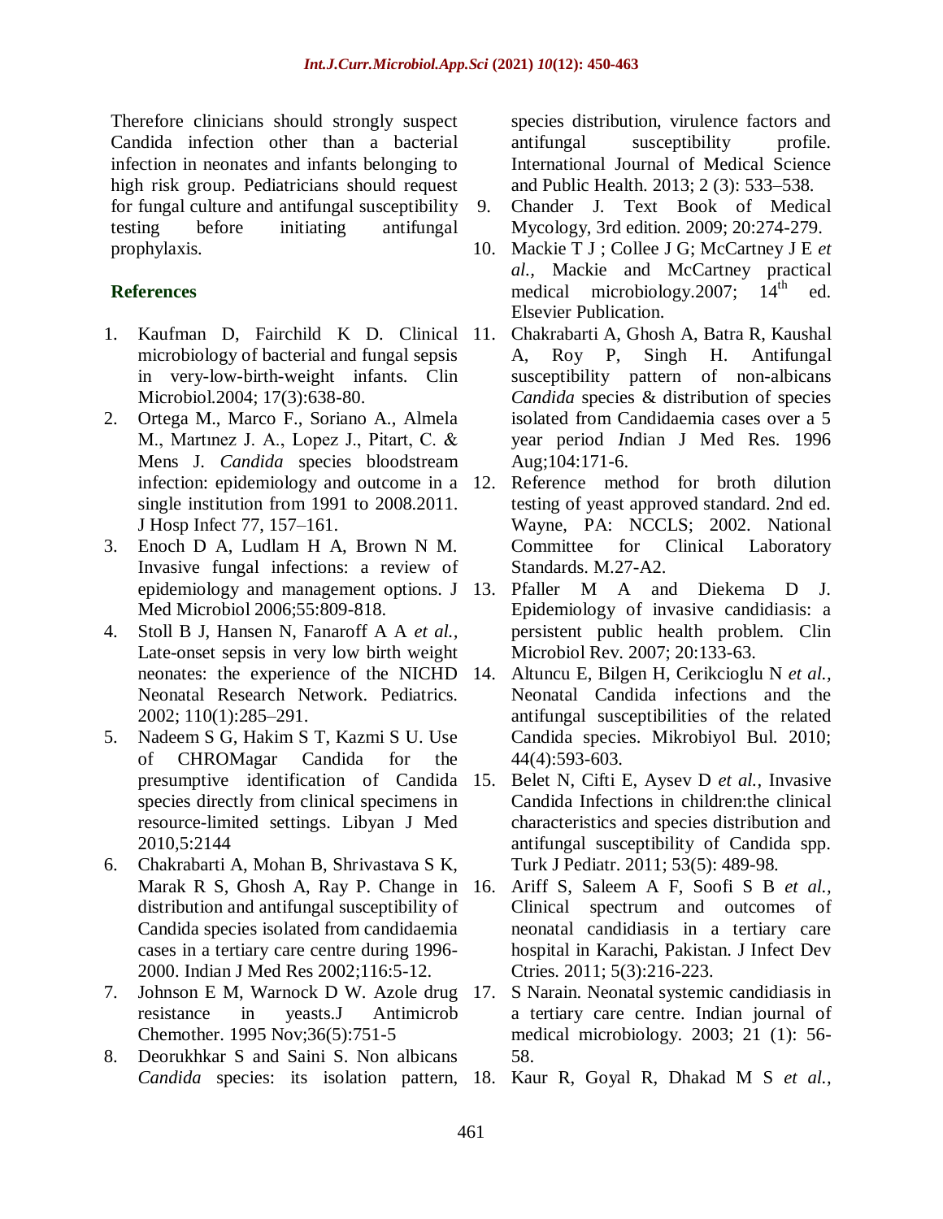Therefore clinicians should strongly suspect Candida infection other than a bacterial infection in neonates and infants belonging to high risk group. Pediatricians should request for fungal culture and antifungal susceptibility testing before initiating antifungal prophylaxis.

## References

1. Kaufman D, Fairchild K D. Clinical microbiology of bacterial and fungal sepsis in very-low-birth-weight infants. Clin Microbiol.2004; 17(3):638-80.
2. Ortega M., Marco F., Soriano A., Almela M., Martınez J. A., Lopez J., Pitart, C. & Mens J. *Candida* species bloodstream infection: epidemiology and outcome in a single institution from 1991 to 2008.2011. J Hosp Infect 77, 157–161.
3. Enoch D A, Ludlam H A, Brown N M. Invasive fungal infections: a review of epidemiology and management options. J Med Microbiol 2006;55:809-818.
4. Stoll B J, Hansen N, Fanaroff A A *et al.,* Late-onset sepsis in very low birth weight neonates: the experience of the NICHD Neonatal Research Network. Pediatrics. 2002; 110(1):285–291.
5. Nadeem S G, Hakim S T, Kazmi S U. Use of CHROMagar Candida for the presumptive identification of Candida species directly from clinical specimens in resource-limited settings. Libyan J Med 2010,5:2144
6. Chakrabarti A, Mohan B, Shrivastava S K, Marak R S, Ghosh A, Ray P. Change in distribution and antifungal susceptibility of Candida species isolated from candidaemia cases in a tertiary care centre during 1996-2000. Indian J Med Res 2002;116:5-12.
7. Johnson E M, Warnock D W. Azole drug resistance in yeasts.J Antimicrob Chemother. 1995 Nov;36(5):751-5
8. Deorukhkar S and Saini S. Non albicans *Candida* species: its isolation pattern, species distribution, virulence factors and antifungal susceptibility profile. International Journal of Medical Science and Public Health. 2013; 2 (3): 533–538.
9. Chander J. Text Book of Medical Mycology, 3rd edition. 2009; 20:274-279.
10. Mackie T J ; Collee J G; McCartney J E *et al.,* Mackie and McCartney practical medical microbiology.2007; 14th ed. Elsevier Publication.
11. Chakrabarti A, Ghosh A, Batra R, Kaushal A, Roy P, Singh H. Antifungal susceptibility pattern of non-albicans *Candida* species & distribution of species isolated from Candidaemia cases over a 5 year period *I*ndian J Med Res. 1996 Aug;104:171-6.
12. Reference method for broth dilution testing of yeast approved standard. 2nd ed. Wayne, PA: NCCLS; 2002. National Committee for Clinical Laboratory Standards. M.27-A2.
13. Pfaller M A and Diekema D J. Epidemiology of invasive candidiasis: a persistent public health problem. Clin Microbiol Rev. 2007; 20:133-63.
14. Altuncu E, Bilgen H, Cerikcioglu N *et al.,* Neonatal Candida infections and the antifungal susceptibilities of the related Candida species. Mikrobiyol Bul. 2010; 44(4):593-603.
15. Belet N, Cifti E, Aysev D *et al.,* Invasive Candida Infections in children:the clinical characteristics and species distribution and antifungal susceptibility of Candida spp. Turk J Pediatr. 2011; 53(5): 489-98.
16. Ariff S, Saleem A F, Soofi S B *et al.,* Clinical spectrum and outcomes of neonatal candidiasis in a tertiary care hospital in Karachi, Pakistan. J Infect Dev Ctries. 2011; 5(3):216-223.
17. S Narain. Neonatal systemic candidiasis in a tertiary care centre. Indian journal of medical microbiology. 2003; 21 (1): 56-58.
18. Kaur R, Goyal R, Dhakad M S *et al.,*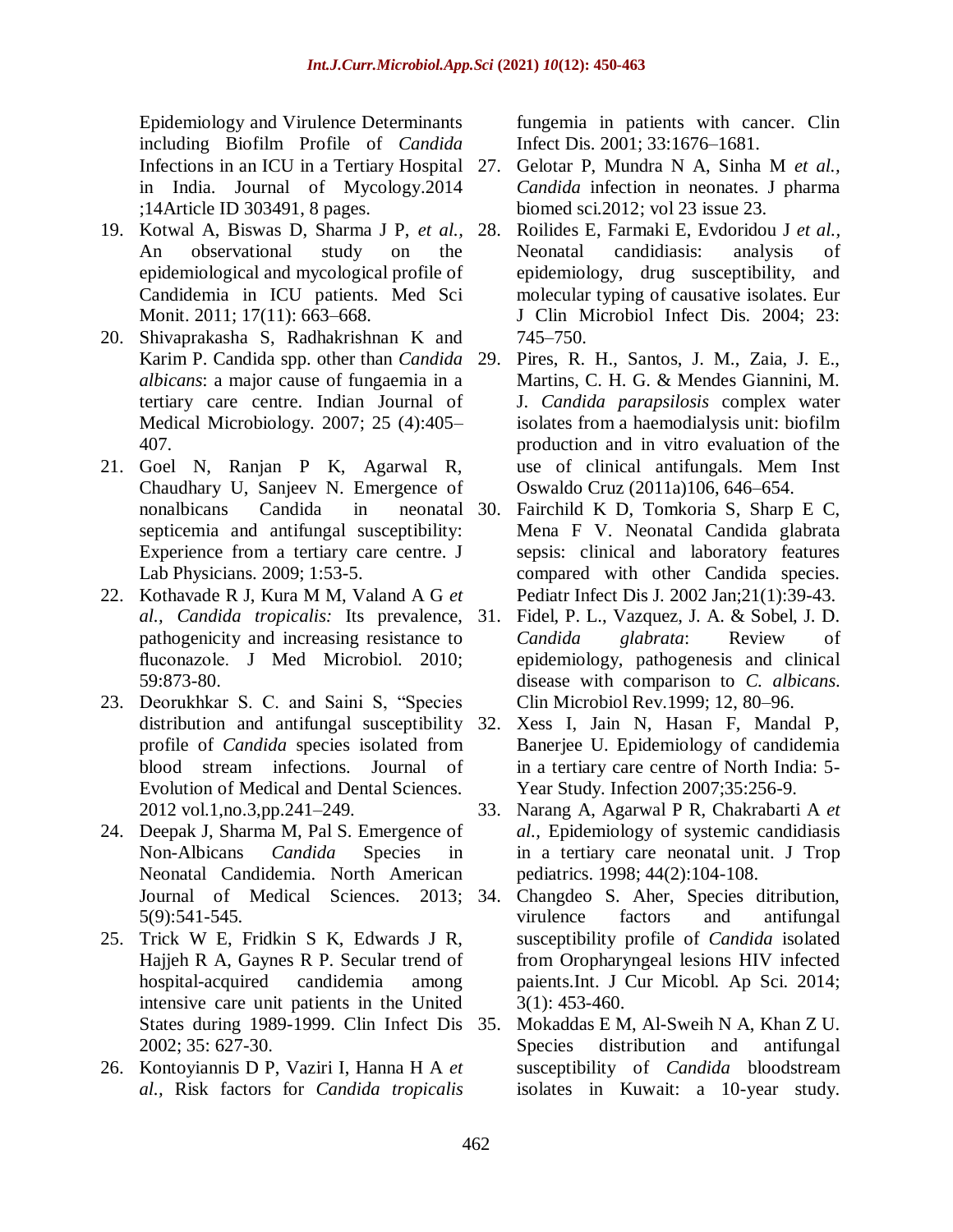Epidemiology and Virulence Determinants including Biofilm Profile of *Candida* Infections in an ICU in a Tertiary Hospital in India. Journal of Mycology.2014 ;14Article ID 303491, 8 pages.

19. Kotwal A, Biswas D, Sharma J P, *et al.,* An observational study on the epidemiological and mycological profile of Candidemia in ICU patients. Med Sci Monit. 2011; 17(11): 663–668.
20. Shivaprakasha S, Radhakrishnan K and Karim P. Candida spp. other than *Candida albicans*: a major cause of fungaemia in a tertiary care centre. Indian Journal of Medical Microbiology. 2007; 25 (4):405–407.
21. Goel N, Ranjan P K, Agarwal R, Chaudhary U, Sanjeev N. Emergence of nonalbicans Candida in neonatal septicemia and antifungal susceptibility: Experience from a tertiary care centre. J Lab Physicians. 2009; 1:53-5.
22. Kothavade R J, Kura M M, Valand A G *et al., Candida tropicalis:* Its prevalence, pathogenicity and increasing resistance to fluconazole. J Med Microbiol. 2010; 59:873-80.
23. Deorukhkar S. C. and Saini S, "Species distribution and antifungal susceptibility profile of *Candida* species isolated from blood stream infections. Journal of Evolution of Medical and Dental Sciences. 2012 vol.1,no.3,pp.241–249.
24. Deepak J, Sharma M, Pal S. Emergence of Non-Albicans *Candida* Species in Neonatal Candidemia. North American Journal of Medical Sciences. 2013; 5(9):541-545.
25. Trick W E, Fridkin S K, Edwards J R, Hajjeh R A, Gaynes R P. Secular trend of hospital-acquired candidemia among intensive care unit patients in the United States during 1989-1999. Clin Infect Dis 2002; 35: 627-30.
26. Kontoyiannis D P, Vaziri I, Hanna H A *et al.,* Risk factors for *Candida tropicalis* fungemia in patients with cancer. Clin Infect Dis. 2001; 33:1676–1681.
27. Gelotar P, Mundra N A, Sinha M *et al., Candida* infection in neonates. J pharma biomed sci.2012; vol 23 issue 23.
28. Roilides E, Farmaki E, Evdoridou J *et al.,* Neonatal candidiasis: analysis of epidemiology, drug susceptibility, and molecular typing of causative isolates. Eur J Clin Microbiol Infect Dis. 2004; 23: 745–750.
29. Pires, R. H., Santos, J. M., Zaia, J. E., Martins, C. H. G. & Mendes Giannini, M. J. *Candida parapsilosis* complex water isolates from a haemodialysis unit: biofilm production and in vitro evaluation of the use of clinical antifungals. Mem Inst Oswaldo Cruz (2011a)106, 646–654.
30. Fairchild K D, Tomkoria S, Sharp E C, Mena F V. Neonatal Candida glabrata sepsis: clinical and laboratory features compared with other Candida species. Pediatr Infect Dis J. 2002 Jan;21(1):39-43.
31. Fidel, P. L., Vazquez, J. A. & Sobel, J. D. *Candida glabrata*: Review of epidemiology, pathogenesis and clinical disease with comparison to *C. albicans*. Clin Microbiol Rev.1999; 12, 80–96.
32. Xess I, Jain N, Hasan F, Mandal P, Banerjee U. Epidemiology of candidemia in a tertiary care centre of North India: 5-Year Study. Infection 2007;35:256-9.
33. Narang A, Agarwal P R, Chakrabarti A *et al.,* Epidemiology of systemic candidiasis in a tertiary care neonatal unit. J Trop pediatrics. 1998; 44(2):104-108.
34. Changdeo S. Aher, Species ditribution, virulence factors and antifungal susceptibility profile of *Candida* isolated from Oropharyngeal lesions HIV infected paients.Int. J Cur Micobl. Ap Sci. 2014; 3(1): 453-460.
35. Mokaddas E M, Al-Sweih N A, Khan Z U. Species distribution and antifungal susceptibility of *Candida* bloodstream isolates in Kuwait: a 10-year study.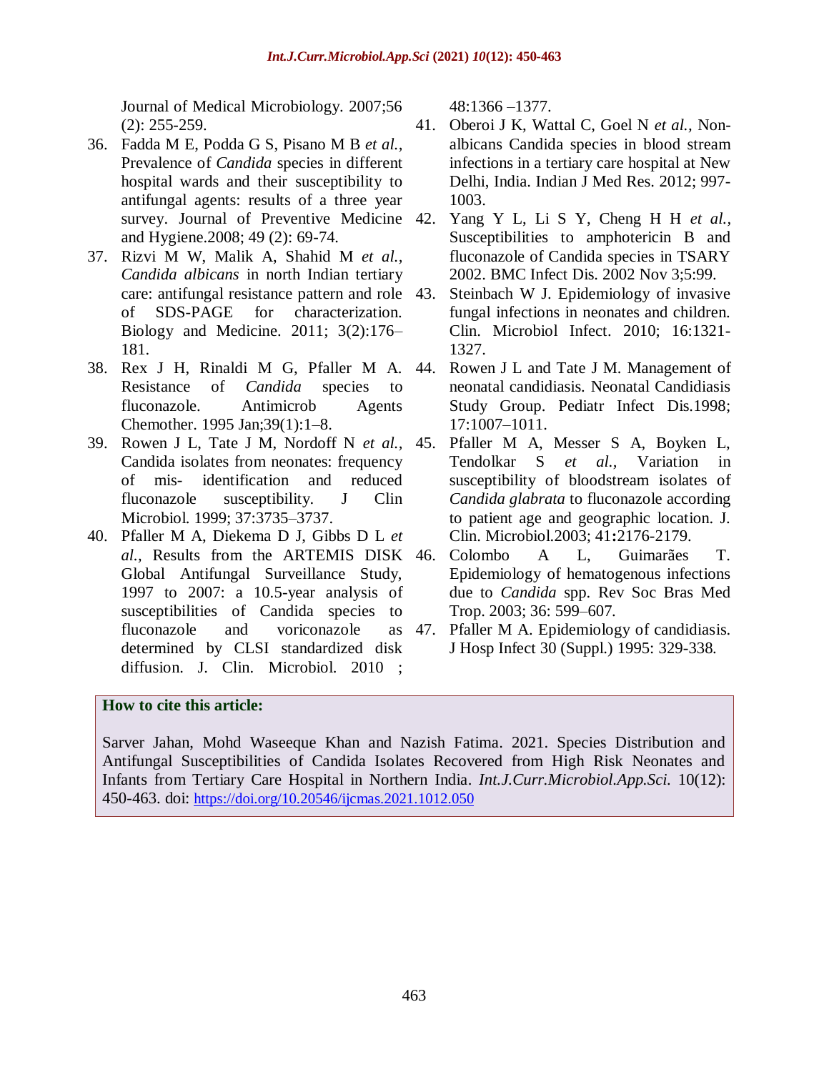Journal of Medical Microbiology. 2007;56 (2): 255-259.

36. Fadda M E, Podda G S, Pisano M B *et al.*, Prevalence of *Candida* species in different hospital wards and their susceptibility to antifungal agents: results of a three year survey. Journal of Preventive Medicine and Hygiene.2008; 49 (2): 69-74.
37. Rizvi M W, Malik A, Shahid M *et al.*, *Candida albicans* in north Indian tertiary care: antifungal resistance pattern and role of SDS-PAGE for characterization. Biology and Medicine. 2011; 3(2):176–181.
38. Rex J H, Rinaldi M G, Pfaller M A. Resistance of *Candida* species to fluconazole. Antimicrob Agents Chemother. 1995 Jan;39(1):1–8.
39. Rowen J L, Tate J M, Nordoff N *et al.*, Candida isolates from neonates: frequency of mis- identification and reduced fluconazole susceptibility. J Clin Microbiol. 1999; 37:3735–3737.
40. Pfaller M A, Diekema D J, Gibbs D L *et al.*, Results from the ARTEMIS DISK Global Antifungal Surveillance Study, 1997 to 2007: a 10.5-year analysis of susceptibilities of Candida species to fluconazole and voriconazole as determined by CLSI standardized disk diffusion. J. Clin. Microbiol. 2010 ; 48:1366 –1377.
41. Oberoi J K, Wattal C, Goel N *et al.*, Non-albicans Candida species in blood stream infections in a tertiary care hospital at New Delhi, India. Indian J Med Res. 2012; 997-1003.
42. Yang Y L, Li S Y, Cheng H H *et al.*, Susceptibilities to amphotericin B and fluconazole of Candida species in TSARY 2002. BMC Infect Dis. 2002 Nov 3;5:99.
43. Steinbach W J. Epidemiology of invasive fungal infections in neonates and children. Clin. Microbiol Infect. 2010; 16:1321-1327.
44. Rowen J L and Tate J M. Management of neonatal candidiasis. Neonatal Candidiasis Study Group. Pediatr Infect Dis.1998; 17:1007–1011.
45. Pfaller M A, Messer S A, Boyken L, Tendolkar S *et al.*, Variation in susceptibility of bloodstream isolates of *Candida glabrata* to fluconazole according to patient age and geographic location. J. Clin. Microbiol.2003; 41**:**2176-2179.
46. Colombo A L, Guimarães T. Epidemiology of hematogenous infections due to *Candida* spp. Rev Soc Bras Med Trop. 2003; 36: 599–607.
47. Pfaller M A. Epidemiology of candidiasis. J Hosp Infect 30 (Suppl.) 1995: 329-338.

**How to cite this article:**

Sarver Jahan, Mohd Waseeque Khan and Nazish Fatima. 2021. Species Distribution and Antifungal Susceptibilities of Candida Isolates Recovered from High Risk Neonates and Infants from Tertiary Care Hospital in Northern India. *Int.J.Curr.Microbiol.App.Sci.* 10(12): 450-463. doi: https://doi.org/10.20546/ijcmas.2021.1012.050